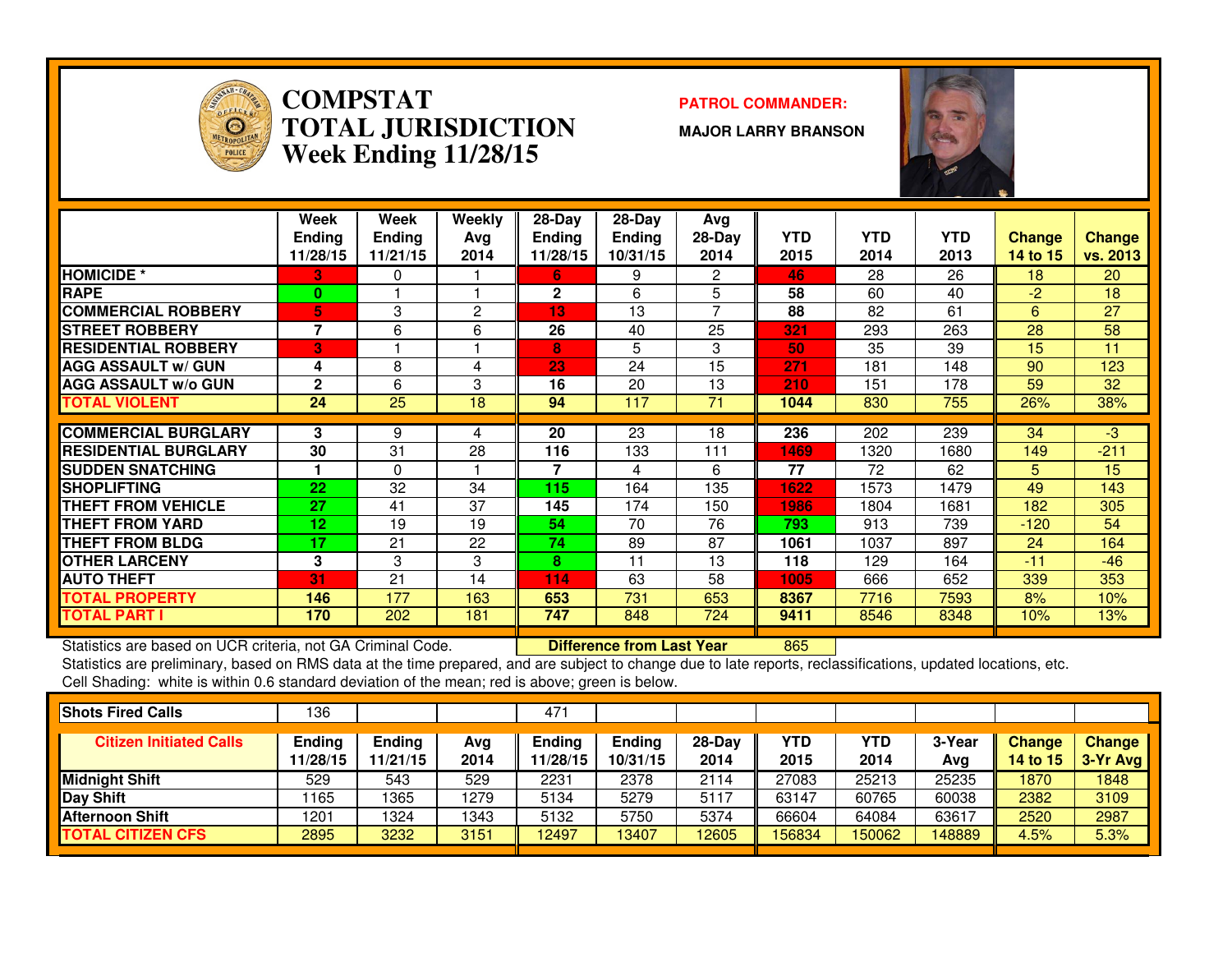# COMPSTAT
# TOTAL JURISDICTION
## Week Ending 11/28/15

**PATROL COMMANDER:**

**MAJOR LARRY BRANSON**

| | Week Ending 11/28/15 | Week Ending 11/21/15 | Weekly Avg 2014 | 28-Day Ending 11/28/15 | 28-Day Ending 10/31/15 | Avg 28-Day 2014 | YTD 2015 | YTD 2014 | YTD 2013 | Change 14 to 15 | Change vs. 2013 |
|---|---|---|---|---|---|---|---|---|---|---|---|
| HOMICIDE * | 3 | 0 | 1 | 6 | 9 | 2 | 46 | 28 | 26 | 18 | 20 |
| RAPE | 0 | 1 | 1 | 2 | 6 | 5 | 58 | 60 | 40 | -2 | 18 |
| COMMERCIAL ROBBERY | 5 | 3 | 2 | 13 | 13 | 7 | 88 | 82 | 61 | 6 | 27 |
| STREET ROBBERY | 7 | 6 | 6 | 26 | 40 | 25 | 321 | 293 | 263 | 28 | 58 |
| RESIDENTIAL ROBBERY | 3 | 1 | 1 | 8 | 5 | 3 | 50 | 35 | 39 | 15 | 11 |
| AGG ASSAULT w/ GUN | 4 | 8 | 4 | 23 | 24 | 15 | 271 | 181 | 148 | 90 | 123 |
| AGG ASSAULT w/o GUN | 2 | 6 | 3 | 16 | 20 | 13 | 210 | 151 | 178 | 59 | 32 |
| TOTAL VIOLENT | 24 | 25 | 18 | 94 | 117 | 71 | 1044 | 830 | 755 | 26% | 38% |
| COMMERCIAL BURGLARY | 3 | 9 | 4 | 20 | 23 | 18 | 236 | 202 | 239 | 34 | -3 |
| RESIDENTIAL BURGLARY | 30 | 31 | 28 | 116 | 133 | 111 | 1469 | 1320 | 1680 | 149 | -211 |
| SUDDEN SNATCHING | 1 | 0 | 1 | 7 | 4 | 6 | 77 | 72 | 62 | 5 | 15 |
| SHOPLIFTING | 22 | 32 | 34 | 115 | 164 | 135 | 1622 | 1573 | 1479 | 49 | 143 |
| THEFT FROM VEHICLE | 27 | 41 | 37 | 145 | 174 | 150 | 1986 | 1804 | 1681 | 182 | 305 |
| THEFT FROM YARD | 12 | 19 | 19 | 54 | 70 | 76 | 793 | 913 | 739 | -120 | 54 |
| THEFT FROM BLDG | 17 | 21 | 22 | 74 | 89 | 87 | 1061 | 1037 | 897 | 24 | 164 |
| OTHER LARCENY | 3 | 3 | 3 | 8 | 11 | 13 | 118 | 129 | 164 | -11 | -46 |
| AUTO THEFT | 31 | 21 | 14 | 114 | 63 | 58 | 1005 | 666 | 652 | 339 | 353 |
| TOTAL PROPERTY | 146 | 177 | 163 | 653 | 731 | 653 | 8367 | 7716 | 7593 | 8% | 10% |
| TOTAL PART I | 170 | 202 | 181 | 747 | 848 | 724 | 9411 | 8546 | 8348 | 10% | 13% |

Statistics are based on UCR criteria, not GA Criminal Code. **Difference from Last Year** 865

Statistics are preliminary, based on RMS data at the time prepared, and are subject to change due to late reports, reclassifications, updated locations, etc.

Cell Shading: white is within 0.6 standard deviation of the mean; red is above; green is below.

| Shots Fired Calls | 136 | | | 471 | | | | | | | |
|---|---|---|---|---|---|---|---|---|---|---|---|
| **Citizen Initiated Calls** | **Ending 11/28/15** | **Ending 11/21/15** | **Avg 2014** | **Ending 11/28/15** | **Ending 10/31/15** | **28-Day 2014** | **YTD 2015** | **YTD 2014** | **3-Year Avg** | **Change 14 to 15** | **Change 3-Yr Avg** |
| Midnight Shift | 529 | 543 | 529 | 2231 | 2378 | 2114 | 27083 | 25213 | 25235 | 1870 | 1848 |
| Day Shift | 1165 | 1365 | 1279 | 5134 | 5279 | 5117 | 63147 | 60765 | 60038 | 2382 | 3109 |
| Afternoon Shift | 1201 | 1324 | 1343 | 5132 | 5750 | 5374 | 66604 | 64084 | 63617 | 2520 | 2987 |
| TOTAL CITIZEN CFS | 2895 | 3232 | 3151 | 12497 | 13407 | 12605 | 156834 | 150062 | 148889 | 4.5% | 5.3% |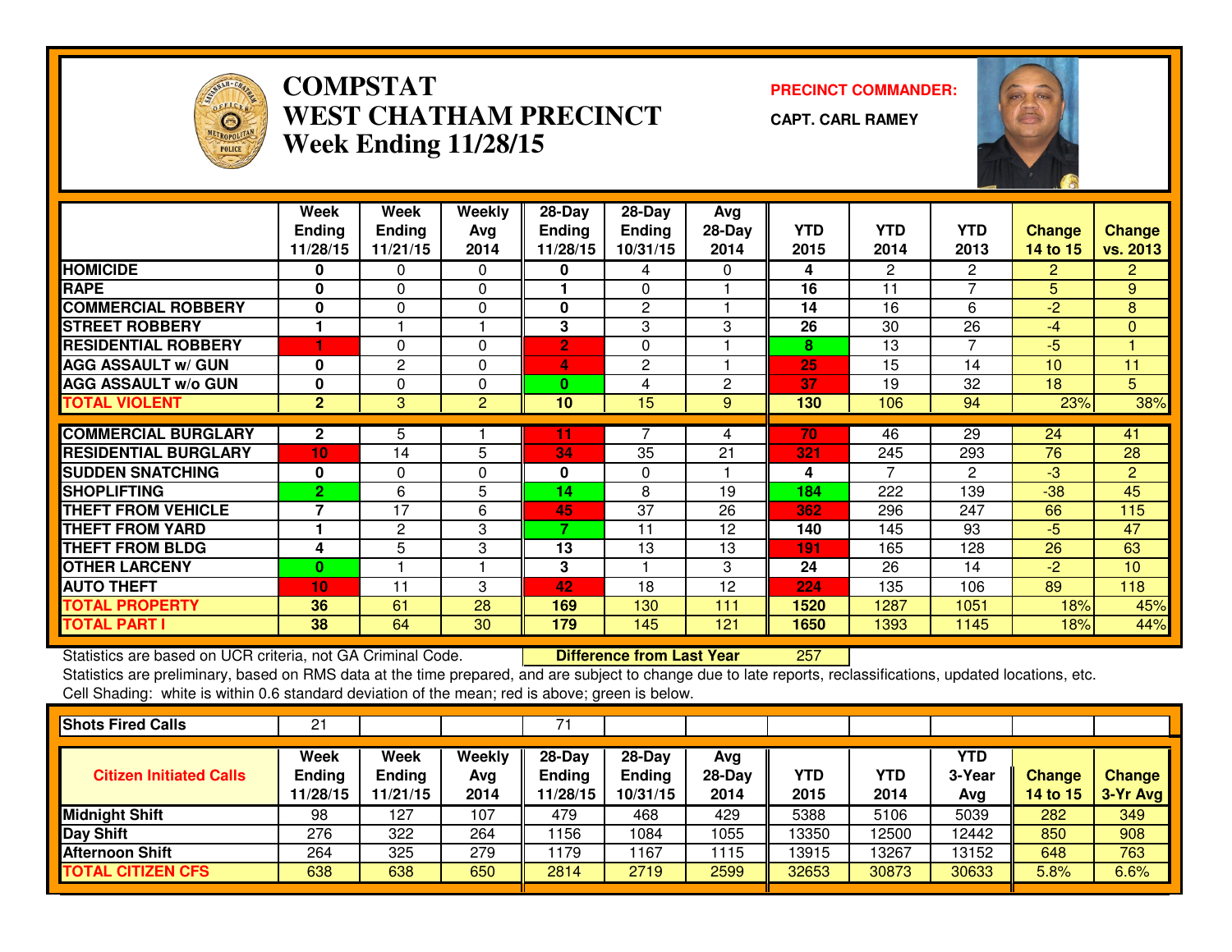# COMPSTAT
# WEST CHATHAM PRECINCT
## Week Ending 11/28/15

**PRECINCT COMMANDER:**
**CAPT. CARL RAMEY**

| | Week Ending 11/28/15 | Week Ending 11/21/15 | Weekly Avg 2014 | 28-Day Ending 11/28/15 | 28-Day Ending 10/31/15 | Avg 28-Day 2014 | YTD 2015 | YTD 2014 | YTD 2013 | Change 14 to 15 | Change vs. 2013 |
|---|---|---|---|---|---|---|---|---|---|---|---|
| HOMICIDE | 0 | 0 | 0 | 0 | 4 | 0 | 4 | 2 | 2 | 2 | 2 |
| RAPE | 0 | 0 | 0 | 1 | 0 | 1 | 16 | 11 | 7 | 5 | 9 |
| COMMERCIAL ROBBERY | 0 | 0 | 0 | 0 | 2 | 1 | 14 | 16 | 6 | -2 | 8 |
| STREET ROBBERY | 1 | 1 | 1 | 3 | 3 | 3 | 26 | 30 | 26 | -4 | 0 |
| RESIDENTIAL ROBBERY | 1 | 0 | 0 | 2 | 0 | 1 | 8 | 13 | 7 | -5 | 1 |
| AGG ASSAULT w/ GUN | 0 | 2 | 0 | 4 | 2 | 1 | 25 | 15 | 14 | 10 | 11 |
| AGG ASSAULT w/o GUN | 0 | 0 | 0 | 0 | 4 | 2 | 37 | 19 | 32 | 18 | 5 |
| TOTAL VIOLENT | 2 | 3 | 2 | 10 | 15 | 9 | 130 | 106 | 94 | 23% | 38% |
| COMMERCIAL BURGLARY | 2 | 5 | 1 | 11 | 7 | 4 | 70 | 46 | 29 | 24 | 41 |
| RESIDENTIAL BURGLARY | 10 | 14 | 5 | 34 | 35 | 21 | 321 | 245 | 293 | 76 | 28 |
| SUDDEN SNATCHING | 0 | 0 | 0 | 0 | 0 | 1 | 4 | 7 | 2 | -3 | 2 |
| SHOPLIFTING | 2 | 6 | 5 | 14 | 8 | 19 | 184 | 222 | 139 | -38 | 45 |
| THEFT FROM VEHICLE | 7 | 17 | 6 | 45 | 37 | 26 | 362 | 296 | 247 | 66 | 115 |
| THEFT FROM YARD | 1 | 2 | 3 | 7 | 11 | 12 | 140 | 145 | 93 | -5 | 47 |
| THEFT FROM BLDG | 4 | 5 | 3 | 13 | 13 | 13 | 191 | 165 | 128 | 26 | 63 |
| OTHER LARCENY | 0 | 1 | 1 | 3 | 1 | 3 | 24 | 26 | 14 | -2 | 10 |
| AUTO THEFT | 10 | 11 | 3 | 42 | 18 | 12 | 224 | 135 | 106 | 89 | 118 |
| TOTAL PROPERTY | 36 | 61 | 28 | 169 | 130 | 111 | 1520 | 1287 | 1051 | 18% | 45% |
| TOTAL PART I | 38 | 64 | 30 | 179 | 145 | 121 | 1650 | 1393 | 1145 | 18% | 44% |

Statistics are based on UCR criteria, not GA Criminal Code. **Difference from Last Year** 257

Statistics are preliminary, based on RMS data at the time prepared, and are subject to change due to late reports, reclassifications, updated locations, etc.

Cell Shading: white is within 0.6 standard deviation of the mean; red is above; green is below.

| Shots Fired Calls | 21 | | | 71 | | | | | | | |
|---|---|---|---|---|---|---|---|---|---|---|---|

| Citizen Initiated Calls | Week Ending 11/28/15 | Week Ending 11/21/15 | Weekly Avg 2014 | 28-Day Ending 11/28/15 | 28-Day Ending 10/31/15 | Avg 28-Day 2014 | YTD 2015 | YTD 2014 | YTD 3-Year Avg | Change 14 to 15 | Change 3-Yr Avg |
|---|---|---|---|---|---|---|---|---|---|---|---|
| Midnight Shift | 98 | 127 | 107 | 479 | 468 | 429 | 5388 | 5106 | 5039 | 282 | 349 |
| Day Shift | 276 | 322 | 264 | 1156 | 1084 | 1055 | 13350 | 12500 | 12442 | 850 | 908 |
| Afternoon Shift | 264 | 325 | 279 | 1179 | 1167 | 1115 | 13915 | 13267 | 13152 | 648 | 763 |
| TOTAL CITIZEN CFS | 638 | 638 | 650 | 2814 | 2719 | 2599 | 32653 | 30873 | 30633 | 5.8% | 6.6% |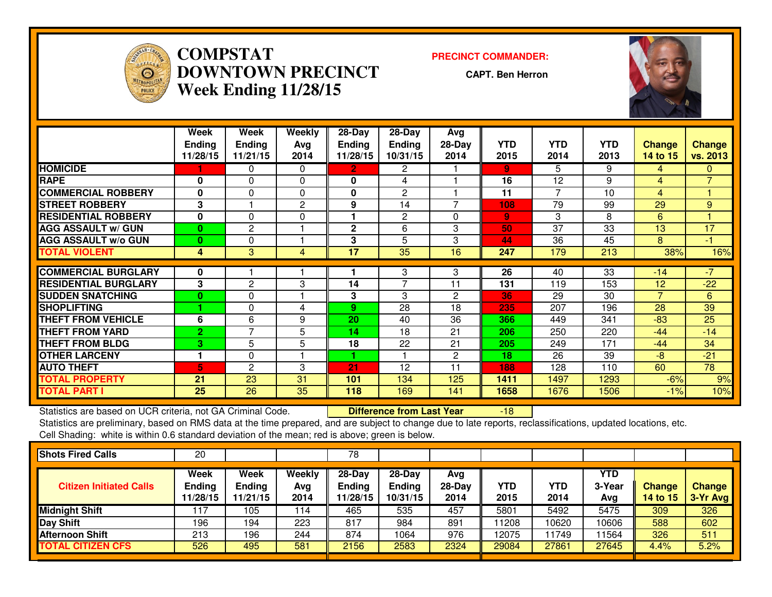# COMPSTAT
# DOWNTOWN PRECINCT
## Week Ending 11/28/15

**PRECINCT COMMANDER:**

**CAPT. Ben Herron**

| | Week Ending 11/28/15 | Week Ending 11/21/15 | Weekly Avg 2014 | 28-Day Ending 11/28/15 | 28-Day Ending 10/31/15 | Avg 28-Day 2014 | YTD 2015 | YTD 2014 | YTD 2013 | Change 14 to 15 | Change vs. 2013 |
|---|---|---|---|---|---|---|---|---|---|---|---|
| HOMICIDE | 1 | 0 | 0 | 2 | 2 | 1 | 9 | 5 | 9 | 4 | 0 |
| RAPE | 0 | 0 | 0 | 0 | 4 | 1 | 16 | 12 | 9 | 4 | 7 |
| COMMERCIAL ROBBERY | 0 | 0 | 0 | 0 | 2 | 1 | 11 | 7 | 10 | 4 | 1 |
| STREET ROBBERY | 3 | 1 | 2 | 9 | 14 | 7 | 108 | 79 | 99 | 29 | 9 |
| RESIDENTIAL ROBBERY | 0 | 0 | 0 | 1 | 2 | 0 | 9 | 3 | 8 | 6 | 1 |
| AGG ASSAULT w/ GUN | 0 | 2 | 1 | 2 | 6 | 3 | 50 | 37 | 33 | 13 | 17 |
| AGG ASSAULT w/o GUN | 0 | 0 | 1 | 3 | 5 | 3 | 44 | 36 | 45 | 8 | -1 |
| TOTAL VIOLENT | 4 | 3 | 4 | 17 | 35 | 16 | 247 | 179 | 213 | 38% | 16% |
| COMMERCIAL BURGLARY | 0 | 1 | 1 | 1 | 3 | 3 | 26 | 40 | 33 | -14 | -7 |
| RESIDENTIAL BURGLARY | 3 | 2 | 3 | 14 | 7 | 11 | 131 | 119 | 153 | 12 | -22 |
| SUDDEN SNATCHING | 0 | 0 | 1 | 3 | 3 | 2 | 36 | 29 | 30 | 7 | 6 |
| SHOPLIFTING | 1 | 0 | 4 | 9 | 28 | 18 | 235 | 207 | 196 | 28 | 39 |
| THEFT FROM VEHICLE | 6 | 6 | 9 | 20 | 40 | 36 | 366 | 449 | 341 | -83 | 25 |
| THEFT FROM YARD | 2 | 7 | 5 | 14 | 18 | 21 | 206 | 250 | 220 | -44 | -14 |
| THEFT FROM BLDG | 3 | 5 | 5 | 18 | 22 | 21 | 205 | 249 | 171 | -44 | 34 |
| OTHER LARCENY | 1 | 0 | 1 | 1 | 1 | 2 | 18 | 26 | 39 | -8 | -21 |
| AUTO THEFT | 5 | 2 | 3 | 21 | 12 | 11 | 188 | 128 | 110 | 60 | 78 |
| TOTAL PROPERTY | 21 | 23 | 31 | 101 | 134 | 125 | 1411 | 1497 | 1293 | -6% | 9% |
| TOTAL PART I | 25 | 26 | 35 | 118 | 169 | 141 | 1658 | 1676 | 1506 | -1% | 10% |

Statistics are based on UCR criteria, not GA Criminal Code. **Difference from Last Year** -18

Statistics are preliminary, based on RMS data at the time prepared, and are subject to change due to late reports, reclassifications, updated locations, etc.

Cell Shading: white is within 0.6 standard deviation of the mean; red is above; green is below.

| Shots Fired Calls | 20 | | | 78 | | | | | | | |
|---|---|---|---|---|---|---|---|---|---|---|---|
| **Citizen Initiated Calls** | **Week Ending 11/28/15** | **Week Ending 11/21/15** | **Weekly Avg 2014** | **28-Day Ending 11/28/15** | **28-Day Ending 10/31/15** | **Avg 28-Day 2014** | **YTD 2015** | **YTD 2014** | **YTD 3-Year Avg** | **Change 14 to 15** | **Change 3-Yr Avg** |
| Midnight Shift | 117 | 105 | 114 | 465 | 535 | 457 | 5801 | 5492 | 5475 | 309 | 326 |
| Day Shift | 196 | 194 | 223 | 817 | 984 | 891 | 11208 | 10620 | 10606 | 588 | 602 |
| Afternoon Shift | 213 | 196 | 244 | 874 | 1064 | 976 | 12075 | 11749 | 11564 | 326 | 511 |
| TOTAL CITIZEN CFS | 526 | 495 | 581 | 2156 | 2583 | 2324 | 29084 | 27861 | 27645 | 4.4% | 5.2% |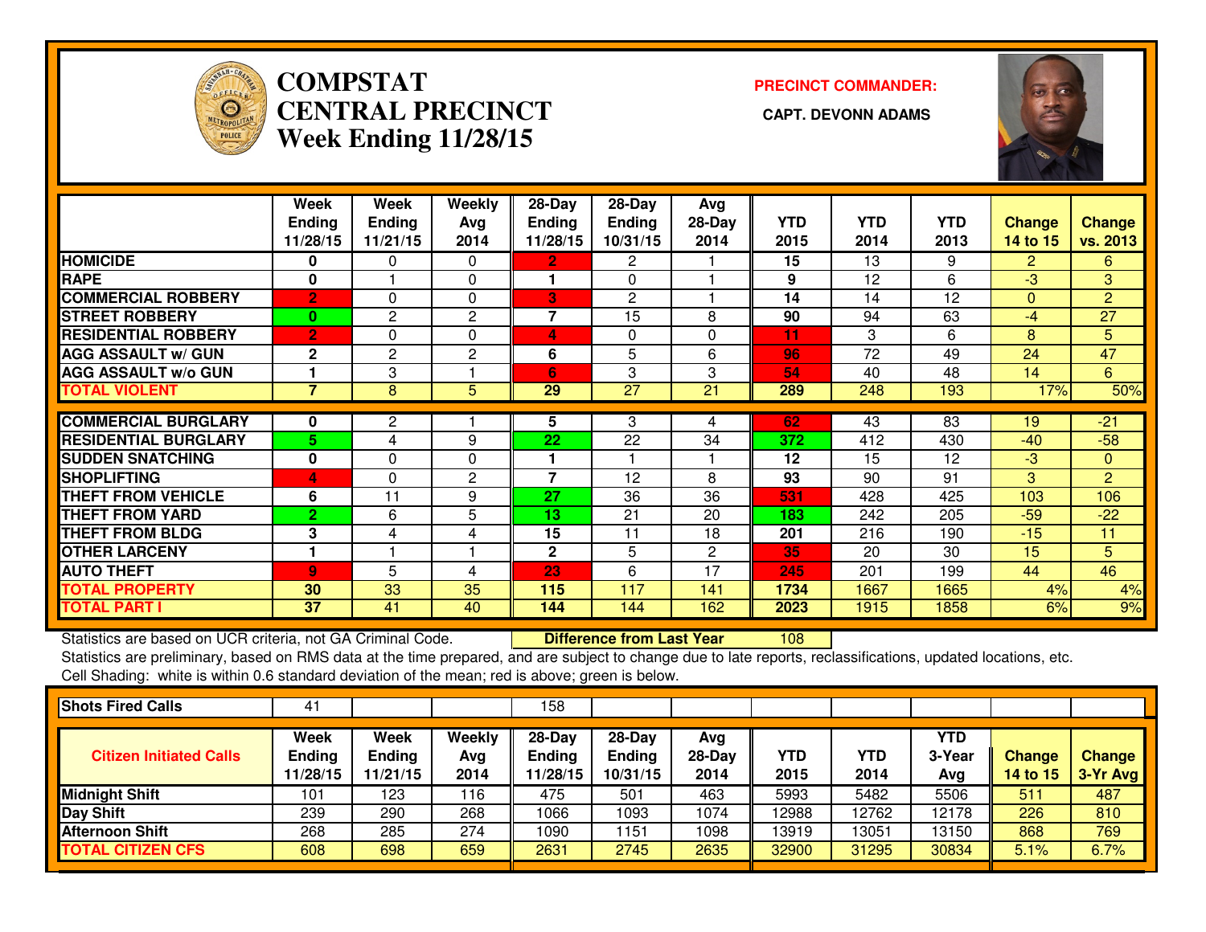# COMPSTAT
# CENTRAL PRECINCT
# Week Ending 11/28/15

**PRECINCT COMMANDER:**

**CAPT. DEVONN ADAMS**

| | Week Ending 11/28/15 | Week Ending 11/21/15 | Weekly Avg 2014 | 28-Day Ending 11/28/15 | 28-Day Ending 10/31/15 | Avg 28-Day 2014 | YTD 2015 | YTD 2014 | YTD 2013 | Change 14 to 15 | Change vs. 2013 |
|---|---|---|---|---|---|---|---|---|---|---|---|
| HOMICIDE | 0 | 0 | 0 | 2 | 2 | 1 | 15 | 13 | 9 | 2 | 6 |
| RAPE | 0 | 1 | 0 | 1 | 0 | 1 | 9 | 12 | 6 | -3 | 3 |
| COMMERCIAL ROBBERY | 2 | 0 | 0 | 3 | 2 | 1 | 14 | 14 | 12 | 0 | 2 |
| STREET ROBBERY | 0 | 2 | 2 | 7 | 15 | 8 | 90 | 94 | 63 | -4 | 27 |
| RESIDENTIAL ROBBERY | 2 | 0 | 0 | 4 | 0 | 0 | 11 | 3 | 6 | 8 | 5 |
| AGG ASSAULT w/ GUN | 2 | 2 | 2 | 6 | 5 | 6 | 96 | 72 | 49 | 24 | 47 |
| AGG ASSAULT w/o GUN | 1 | 3 | 1 | 6 | 3 | 3 | 54 | 40 | 48 | 14 | 6 |
| TOTAL VIOLENT | 7 | 8 | 5 | 29 | 27 | 21 | 289 | 248 | 193 | 17% | 50% |
| COMMERCIAL BURGLARY | 0 | 2 | 1 | 5 | 3 | 4 | 62 | 43 | 83 | 19 | -21 |
| RESIDENTIAL BURGLARY | 5 | 4 | 9 | 22 | 22 | 34 | 372 | 412 | 430 | -40 | -58 |
| SUDDEN SNATCHING | 0 | 0 | 0 | 1 | 1 | 1 | 12 | 15 | 12 | -3 | 0 |
| SHOPLIFTING | 4 | 0 | 2 | 7 | 12 | 8 | 93 | 90 | 91 | 3 | 2 |
| THEFT FROM VEHICLE | 6 | 11 | 9 | 27 | 36 | 36 | 531 | 428 | 425 | 103 | 106 |
| THEFT FROM YARD | 2 | 6 | 5 | 13 | 21 | 20 | 183 | 242 | 205 | -59 | -22 |
| THEFT FROM BLDG | 3 | 4 | 4 | 15 | 11 | 18 | 201 | 216 | 190 | -15 | 11 |
| OTHER LARCENY | 1 | 1 | 1 | 2 | 5 | 2 | 35 | 20 | 30 | 15 | 5 |
| AUTO THEFT | 9 | 5 | 4 | 23 | 6 | 17 | 245 | 201 | 199 | 44 | 46 |
| TOTAL PROPERTY | 30 | 33 | 35 | 115 | 117 | 141 | 1734 | 1667 | 1665 | 4% | 4% |
| TOTAL PART I | 37 | 41 | 40 | 144 | 144 | 162 | 2023 | 1915 | 1858 | 6% | 9% |

Statistics are based on UCR criteria, not GA Criminal Code. **Difference from Last Year** 108

Statistics are preliminary, based on RMS data at the time prepared, and are subject to change due to late reports, reclassifications, updated locations, etc.

Cell Shading: white is within 0.6 standard deviation of the mean; red is above; green is below.

| Shots Fired Calls | 41 | | | 158 | | | | | | | |
|---|---|---|---|---|---|---|---|---|---|---|---|

| Citizen Initiated Calls | Week Ending 11/28/15 | Week Ending 11/21/15 | Weekly Avg 2014 | 28-Day Ending 11/28/15 | 28-Day Ending 10/31/15 | Avg 28-Day 2014 | YTD 2015 | YTD 2014 | YTD 3-Year Avg | Change 14 to 15 | Change 3-Yr Avg |
|---|---|---|---|---|---|---|---|---|---|---|---|
| Midnight Shift | 101 | 123 | 116 | 475 | 501 | 463 | 5993 | 5482 | 5506 | 511 | 487 |
| Day Shift | 239 | 290 | 268 | 1066 | 1093 | 1074 | 12988 | 12762 | 12178 | 226 | 810 |
| Afternoon Shift | 268 | 285 | 274 | 1090 | 1151 | 1098 | 13919 | 13051 | 13150 | 868 | 769 |
| TOTAL CITIZEN CFS | 608 | 698 | 659 | 2631 | 2745 | 2635 | 32900 | 31295 | 30834 | 5.1% | 6.7% |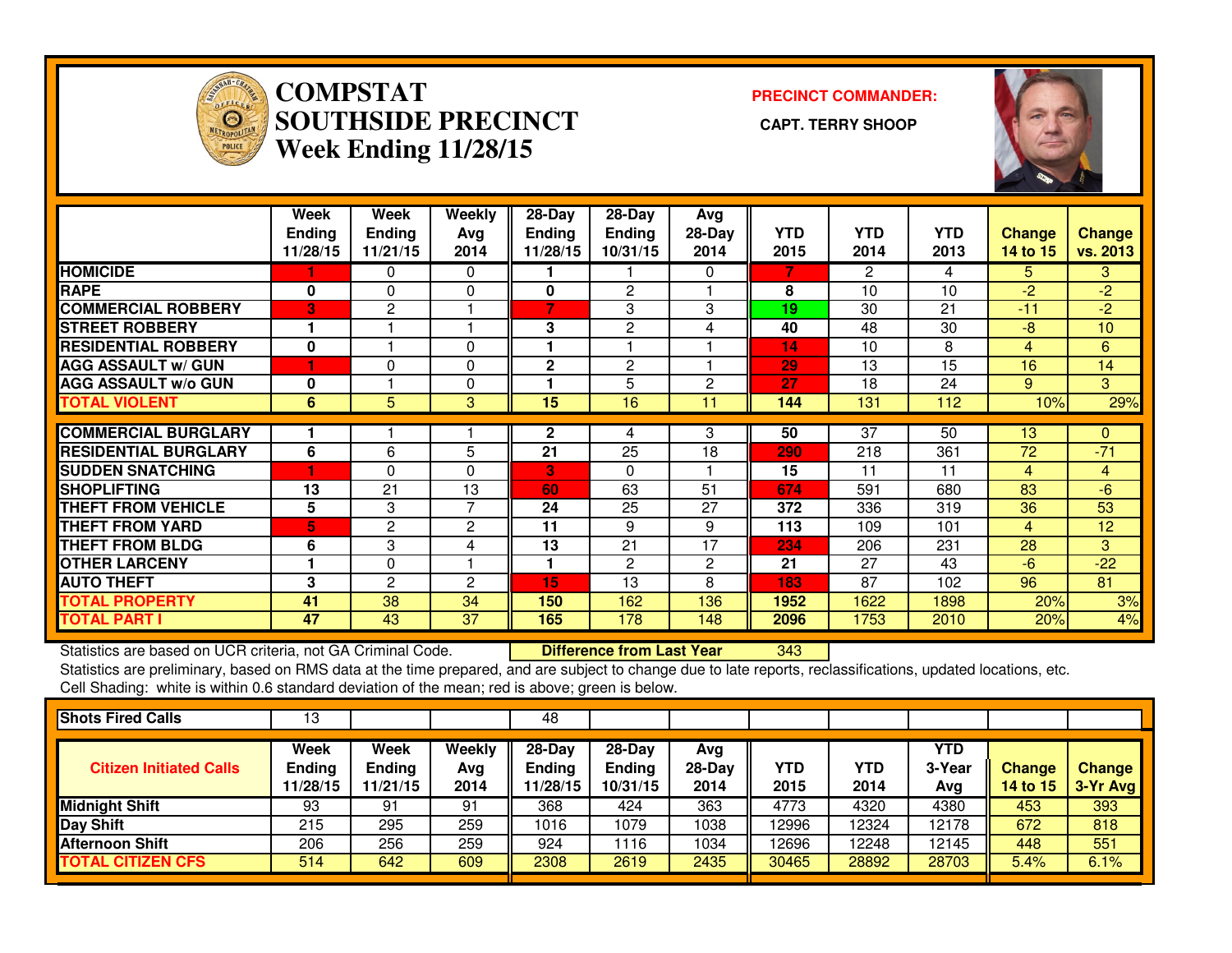# COMPSTAT
# SOUTHSIDE PRECINCT
# Week Ending 11/28/15

**PRECINCT COMMANDER:**

**CAPT. TERRY SHOOP**

| | Week Ending 11/28/15 | Week Ending 11/21/15 | Weekly Avg 2014 | 28-Day Ending 11/28/15 | 28-Day Ending 10/31/15 | Avg 28-Day 2014 | YTD 2015 | YTD 2014 | YTD 2013 | Change 14 to 15 | Change vs. 2013 |
|---|---|---|---|---|---|---|---|---|---|---|---|
| HOMICIDE | 1 | 0 | 0 | 1 | 1 | 0 | 7 | 2 | 4 | 5 | 3 |
| RAPE | 0 | 0 | 0 | 0 | 2 | 1 | 8 | 10 | 10 | -2 | -2 |
| COMMERCIAL ROBBERY | 3 | 2 | 1 | 7 | 3 | 3 | 19 | 30 | 21 | -11 | -2 |
| STREET ROBBERY | 1 | 1 | 1 | 3 | 2 | 4 | 40 | 48 | 30 | -8 | 10 |
| RESIDENTIAL ROBBERY | 0 | 1 | 0 | 1 | 1 | 1 | 14 | 10 | 8 | 4 | 6 |
| AGG ASSAULT w/ GUN | 1 | 0 | 0 | 2 | 2 | 1 | 29 | 13 | 15 | 16 | 14 |
| AGG ASSAULT w/o GUN | 0 | 1 | 0 | 1 | 5 | 2 | 27 | 18 | 24 | 9 | 3 |
| TOTAL VIOLENT | 6 | 5 | 3 | 15 | 16 | 11 | 144 | 131 | 112 | 10% | 29% |
| COMMERCIAL BURGLARY | 1 | 1 | 1 | 2 | 4 | 3 | 50 | 37 | 50 | 13 | 0 |
| RESIDENTIAL BURGLARY | 6 | 6 | 5 | 21 | 25 | 18 | 290 | 218 | 361 | 72 | -71 |
| SUDDEN SNATCHING | 1 | 0 | 0 | 3 | 0 | 1 | 15 | 11 | 11 | 4 | 4 |
| SHOPLIFTING | 13 | 21 | 13 | 60 | 63 | 51 | 674 | 591 | 680 | 83 | -6 |
| THEFT FROM VEHICLE | 5 | 3 | 7 | 24 | 25 | 27 | 372 | 336 | 319 | 36 | 53 |
| THEFT FROM YARD | 5 | 2 | 2 | 11 | 9 | 9 | 113 | 109 | 101 | 4 | 12 |
| THEFT FROM BLDG | 6 | 3 | 4 | 13 | 21 | 17 | 234 | 206 | 231 | 28 | 3 |
| OTHER LARCENY | 1 | 0 | 1 | 1 | 2 | 2 | 21 | 27 | 43 | -6 | -22 |
| AUTO THEFT | 3 | 2 | 2 | 15 | 13 | 8 | 183 | 87 | 102 | 96 | 81 |
| TOTAL PROPERTY | 41 | 38 | 34 | 150 | 162 | 136 | 1952 | 1622 | 1898 | 20% | 3% |
| TOTAL PART I | 47 | 43 | 37 | 165 | 178 | 148 | 2096 | 1753 | 2010 | 20% | 4% |

Statistics are based on UCR criteria, not GA Criminal Code. **Difference from Last Year** 343

Statistics are preliminary, based on RMS data at the time prepared, and are subject to change due to late reports, reclassifications, updated locations, etc.

Cell Shading: white is within 0.6 standard deviation of the mean; red is above; green is below.

| Shots Fired Calls | 13 | | | 48 | | | | | | | |
|---|---|---|---|---|---|---|---|---|---|---|---|

| Citizen Initiated Calls | Week Ending 11/28/15 | Week Ending 11/21/15 | Weekly Avg 2014 | 28-Day Ending 11/28/15 | 28-Day Ending 10/31/15 | Avg 28-Day 2014 | YTD 2015 | YTD 2014 | YTD 3-Year Avg | Change 14 to 15 | Change 3-Yr Avg |
|---|---|---|---|---|---|---|---|---|---|---|---|
| Midnight Shift | 93 | 91 | 91 | 368 | 424 | 363 | 4773 | 4320 | 4380 | 453 | 393 |
| Day Shift | 215 | 295 | 259 | 1016 | 1079 | 1038 | 12996 | 12324 | 12178 | 672 | 818 |
| Afternoon Shift | 206 | 256 | 259 | 924 | 1116 | 1034 | 12696 | 12248 | 12145 | 448 | 551 |
| TOTAL CITIZEN CFS | 514 | 642 | 609 | 2308 | 2619 | 2435 | 30465 | 28892 | 28703 | 5.4% | 6.1% |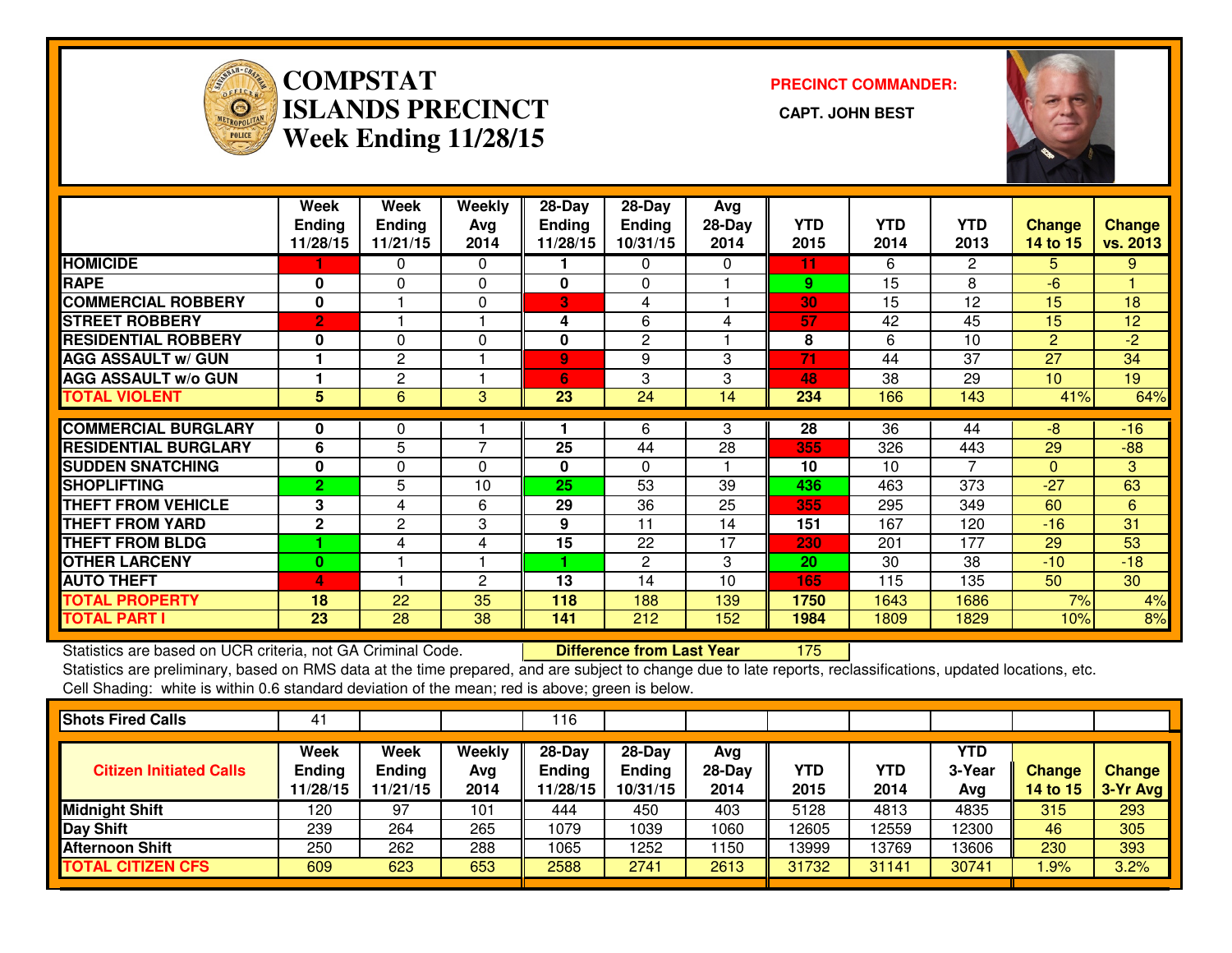# COMPSTAT ISLANDS PRECINCT
## Week Ending 11/28/15

**PRECINCT COMMANDER:**

**CAPT. JOHN BEST**

| | Week Ending 11/28/15 | Week Ending 11/21/15 | Weekly Avg 2014 | 28-Day Ending 11/28/15 | 28-Day Ending 10/31/15 | Avg 28-Day 2014 | YTD 2015 | YTD 2014 | YTD 2013 | Change 14 to 15 | Change vs. 2013 |
|---|---|---|---|---|---|---|---|---|---|---|---|
| HOMICIDE | 1 | 0 | 0 | 1 | 0 | 0 | 11 | 6 | 2 | 5 | 9 |
| RAPE | 0 | 0 | 0 | 0 | 0 | 1 | 9 | 15 | 8 | -6 | 1 |
| COMMERCIAL ROBBERY | 0 | 1 | 0 | 3 | 4 | 1 | 30 | 15 | 12 | 15 | 18 |
| STREET ROBBERY | 2 | 1 | 1 | 4 | 6 | 4 | 57 | 42 | 45 | 15 | 12 |
| RESIDENTIAL ROBBERY | 0 | 0 | 0 | 0 | 2 | 1 | 8 | 6 | 10 | 2 | -2 |
| AGG ASSAULT w/ GUN | 1 | 2 | 1 | 9 | 9 | 3 | 71 | 44 | 37 | 27 | 34 |
| AGG ASSAULT w/o GUN | 1 | 2 | 1 | 6 | 3 | 3 | 48 | 38 | 29 | 10 | 19 |
| TOTAL VIOLENT | 5 | 6 | 3 | 23 | 24 | 14 | 234 | 166 | 143 | 41% | 64% |
| COMMERCIAL BURGLARY | 0 | 0 | 1 | 1 | 6 | 3 | 28 | 36 | 44 | -8 | -16 |
| RESIDENTIAL BURGLARY | 6 | 5 | 7 | 25 | 44 | 28 | 355 | 326 | 443 | 29 | -88 |
| SUDDEN SNATCHING | 0 | 0 | 0 | 0 | 0 | 1 | 10 | 10 | 7 | 0 | 3 |
| SHOPLIFTING | 2 | 5 | 10 | 25 | 53 | 39 | 436 | 463 | 373 | -27 | 63 |
| THEFT FROM VEHICLE | 3 | 4 | 6 | 29 | 36 | 25 | 355 | 295 | 349 | 60 | 6 |
| THEFT FROM YARD | 2 | 2 | 3 | 9 | 11 | 14 | 151 | 167 | 120 | -16 | 31 |
| THEFT FROM BLDG | 1 | 4 | 4 | 15 | 22 | 17 | 230 | 201 | 177 | 29 | 53 |
| OTHER LARCENY | 0 | 1 | 1 | 1 | 2 | 3 | 20 | 30 | 38 | -10 | -18 |
| AUTO THEFT | 4 | 1 | 2 | 13 | 14 | 10 | 165 | 115 | 135 | 50 | 30 |
| TOTAL PROPERTY | 18 | 22 | 35 | 118 | 188 | 139 | 1750 | 1643 | 1686 | 7% | 4% |
| TOTAL PART I | 23 | 28 | 38 | 141 | 212 | 152 | 1984 | 1809 | 1829 | 10% | 8% |

Statistics are based on UCR criteria, not GA Criminal Code. **Difference from Last Year** 175

Statistics are preliminary, based on RMS data at the time prepared, and are subject to change due to late reports, reclassifications, updated locations, etc.

Cell Shading: white is within 0.6 standard deviation of the mean; red is above; green is below.

| Shots Fired Calls | 41 | | | 116 | | | | | | | |
|---|---|---|---|---|---|---|---|---|---|---|---|
| **Citizen Initiated Calls** | **Week Ending 11/28/15** | **Week Ending 11/21/15** | **Weekly Avg 2014** | **28-Day Ending 11/28/15** | **28-Day Ending 10/31/15** | **Avg 28-Day 2014** | **YTD 2015** | **YTD 2014** | **YTD 3-Year Avg** | **Change 14 to 15** | **Change 3-Yr Avg** |
| Midnight Shift | 120 | 97 | 101 | 444 | 450 | 403 | 5128 | 4813 | 4835 | 315 | 293 |
| Day Shift | 239 | 264 | 265 | 1079 | 1039 | 1060 | 12605 | 12559 | 12300 | 46 | 305 |
| Afternoon Shift | 250 | 262 | 288 | 1065 | 1252 | 1150 | 13999 | 13769 | 13606 | 230 | 393 |
| TOTAL CITIZEN CFS | 609 | 623 | 653 | 2588 | 2741 | 2613 | 31732 | 31141 | 30741 | 1.9% | 3.2% |